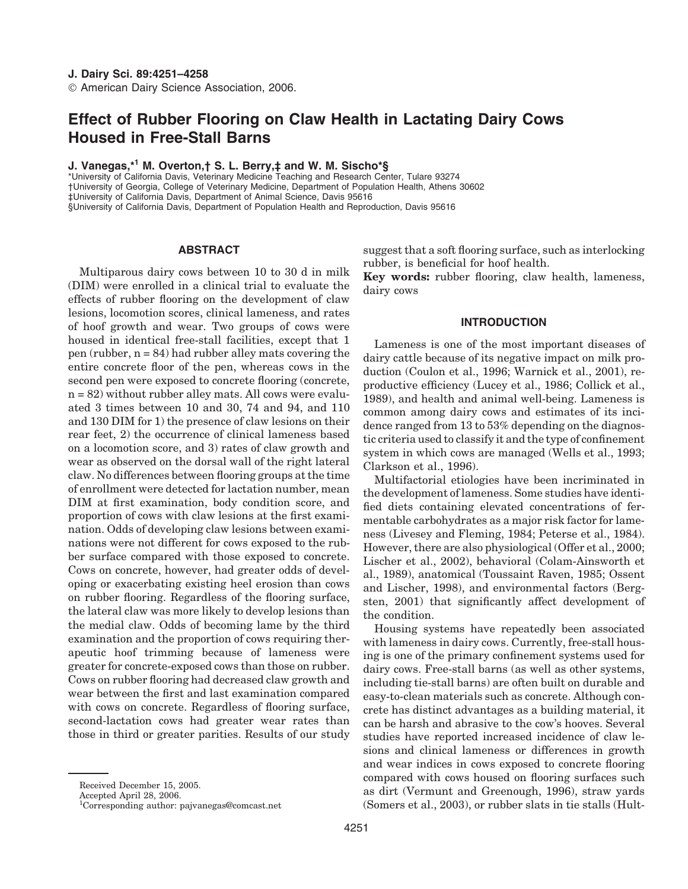# Effect of Rubber Flooring on Claw Health in Lactating Dairy Cows Housed in Free-Stall Barns

**J. Vanegas,*[1] M. Overton,† S. L. Berry,‡ and W. M. Sischo*§**

*University of California Davis, Veterinary Medicine Teaching and Research Center, Tulare 93274
†University of Georgia, College of Veterinary Medicine, Department of Population Health, Athens 30602
‡University of California Davis, Department of Animal Science, Davis 95616
§University of California Davis, Department of Population Health and Reproduction, Davis 95616

## ABSTRACT

Multiparous dairy cows between 10 to 30 d in milk (DIM) were enrolled in a clinical trial to evaluate the effects of rubber flooring on the development of claw lesions, locomotion scores, clinical lameness, and rates of hoof growth and wear. Two groups of cows were housed in identical free-stall facilities, except that 1 pen (rubber, n = 84) had rubber alley mats covering the entire concrete floor of the pen, whereas cows in the second pen were exposed to concrete flooring (concrete, n = 82) without rubber alley mats. All cows were evaluated 3 times between 10 and 30, 74 and 94, and 110 and 130 DIM for 1) the presence of claw lesions on their rear feet, 2) the occurrence of clinical lameness based on a locomotion score, and 3) rates of claw growth and wear as observed on the dorsal wall of the right lateral claw. No differences between flooring groups at the time of enrollment were detected for lactation number, mean DIM at first examination, body condition score, and proportion of cows with claw lesions at the first examination. Odds of developing claw lesions between examinations were not different for cows exposed to the rubber surface compared with those exposed to concrete. Cows on concrete, however, had greater odds of developing or exacerbating existing heel erosion than cows on rubber flooring. Regardless of the flooring surface, the lateral claw was more likely to develop lesions than the medial claw. Odds of becoming lame by the third examination and the proportion of cows requiring therapeutic hoof trimming because of lameness were greater for concrete-exposed cows than those on rubber. Cows on rubber flooring had decreased claw growth and wear between the first and last examination compared with cows on concrete. Regardless of flooring surface, second-lactation cows had greater wear rates than those in third or greater parities. Results of our study suggest that a soft flooring surface, such as interlocking rubber, is beneficial for hoof health.

**Key words:** rubber flooring, claw health, lameness, dairy cows

## INTRODUCTION

Lameness is one of the most important diseases of dairy cattle because of its negative impact on milk production (Coulon et al., 1996; Warnick et al., 2001), reproductive efficiency (Lucey et al., 1986; Collick et al., 1989), and health and animal well-being. Lameness is common among dairy cows and estimates of its incidence ranged from 13 to 53% depending on the diagnostic criteria used to classify it and the type of confinement system in which cows are managed (Wells et al., 1993; Clarkson et al., 1996).

Multifactorial etiologies have been incriminated in the development of lameness. Some studies have identified diets containing elevated concentrations of fermentable carbohydrates as a major risk factor for lameness (Livesey and Fleming, 1984; Peterse et al., 1984). However, there are also physiological (Offer et al., 2000; Lischer et al., 2002), behavioral (Colam-Ainsworth et al., 1989), anatomical (Toussaint Raven, 1985; Ossent and Lischer, 1998), and environmental factors (Bergsten, 2001) that significantly affect development of the condition.

Housing systems have repeatedly been associated with lameness in dairy cows. Currently, free-stall housing is one of the primary confinement systems used for dairy cows. Free-stall barns (as well as other systems, including tie-stall barns) are often built on durable and easy-to-clean materials such as concrete. Although concrete has distinct advantages as a building material, it can be harsh and abrasive to the cow's hooves. Several studies have reported increased incidence of claw lesions and clinical lameness or differences in growth and wear indices in cows exposed to concrete flooring compared with cows housed on flooring surfaces such as dirt (Vermunt and Greenough, 1996), straw yards (Somers et al., 2003), or rubber slats in tie stalls (Hult-

Received December 15, 2005.
Accepted April 28, 2006.
[1]Corresponding author: pajvanegas@comcast.net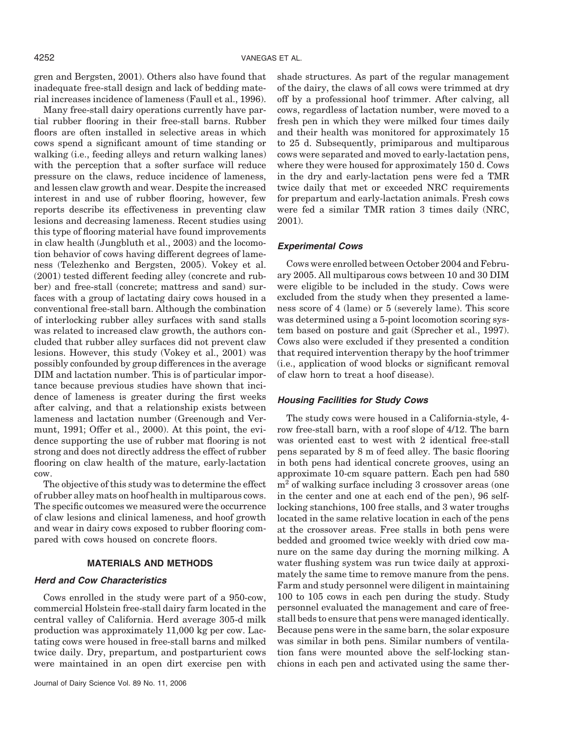gren and Bergsten, 2001). Others also have found that inadequate free-stall design and lack of bedding material increases incidence of lameness (Faull et al., 1996).

Many free-stall dairy operations currently have partial rubber flooring in their free-stall barns. Rubber floors are often installed in selective areas in which cows spend a significant amount of time standing or walking (i.e., feeding alleys and return walking lanes) with the perception that a softer surface will reduce pressure on the claws, reduce incidence of lameness, and lessen claw growth and wear. Despite the increased interest in and use of rubber flooring, however, few reports describe its effectiveness in preventing claw lesions and decreasing lameness. Recent studies using this type of flooring material have found improvements in claw health (Jungbluth et al., 2003) and the locomotion behavior of cows having different degrees of lameness (Telezhenko and Bergsten, 2005). Vokey et al. (2001) tested different feeding alley (concrete and rubber) and free-stall (concrete; mattress and sand) surfaces with a group of lactating dairy cows housed in a conventional free-stall barn. Although the combination of interlocking rubber alley surfaces with sand stalls was related to increased claw growth, the authors concluded that rubber alley surfaces did not prevent claw lesions. However, this study (Vokey et al., 2001) was possibly confounded by group differences in the average DIM and lactation number. This is of particular importance because previous studies have shown that incidence of lameness is greater during the first weeks after calving, and that a relationship exists between lameness and lactation number (Greenough and Vermunt, 1991; Offer et al., 2000). At this point, the evidence supporting the use of rubber mat flooring is not strong and does not directly address the effect of rubber flooring on claw health of the mature, early-lactation cow.

The objective of this study was to determine the effect of rubber alley mats on hoof health in multiparous cows. The specific outcomes we measured were the occurrence of claw lesions and clinical lameness, and hoof growth and wear in dairy cows exposed to rubber flooring compared with cows housed on concrete floors.

## MATERIALS AND METHODS

### *Herd and Cow Characteristics*

Cows enrolled in the study were part of a 950-cow, commercial Holstein free-stall dairy farm located in the central valley of California. Herd average 305-d milk production was approximately 11,000 kg per cow. Lactating cows were housed in free-stall barns and milked twice daily. Dry, prepartum, and postparturient cows were maintained in an open dirt exercise pen with shade structures. As part of the regular management of the dairy, the claws of all cows were trimmed at dry off by a professional hoof trimmer. After calving, all cows, regardless of lactation number, were moved to a fresh pen in which they were milked four times daily and their health was monitored for approximately 15 to 25 d. Subsequently, primiparous and multiparous cows were separated and moved to early-lactation pens, where they were housed for approximately 150 d. Cows in the dry and early-lactation pens were fed a TMR twice daily that met or exceeded NRC requirements for prepartum and early-lactation animals. Fresh cows were fed a similar TMR ration 3 times daily (NRC, 2001).

### *Experimental Cows*

Cows were enrolled between October 2004 and February 2005. All multiparous cows between 10 and 30 DIM were eligible to be included in the study. Cows were excluded from the study when they presented a lameness score of 4 (lame) or 5 (severely lame). This score was determined using a 5-point locomotion scoring system based on posture and gait (Sprecher et al., 1997). Cows also were excluded if they presented a condition that required intervention therapy by the hoof trimmer (i.e., application of wood blocks or significant removal of claw horn to treat a hoof disease).

### *Housing Facilities for Study Cows*

The study cows were housed in a California-style, 4-row free-stall barn, with a roof slope of 4/12. The barn was oriented east to west with 2 identical free-stall pens separated by 8 m of feed alley. The basic flooring in both pens had identical concrete grooves, using an approximate 10-cm square pattern. Each pen had 580 $m^2$ of walking surface including 3 crossover areas (one in the center and one at each end of the pen), 96 self-locking stanchions, 100 free stalls, and 3 water troughs located in the same relative location in each of the pens at the crossover areas. Free stalls in both pens were bedded and groomed twice weekly with dried cow manure on the same day during the morning milking. A water flushing system was run twice daily at approximately the same time to remove manure from the pens. Farm and study personnel were diligent in maintaining 100 to 105 cows in each pen during the study. Study personnel evaluated the management and care of free-stall beds to ensure that pens were managed identically. Because pens were in the same barn, the solar exposure was similar in both pens. Similar numbers of ventilation fans were mounted above the self-locking stanchions in each pen and activated using the same ther-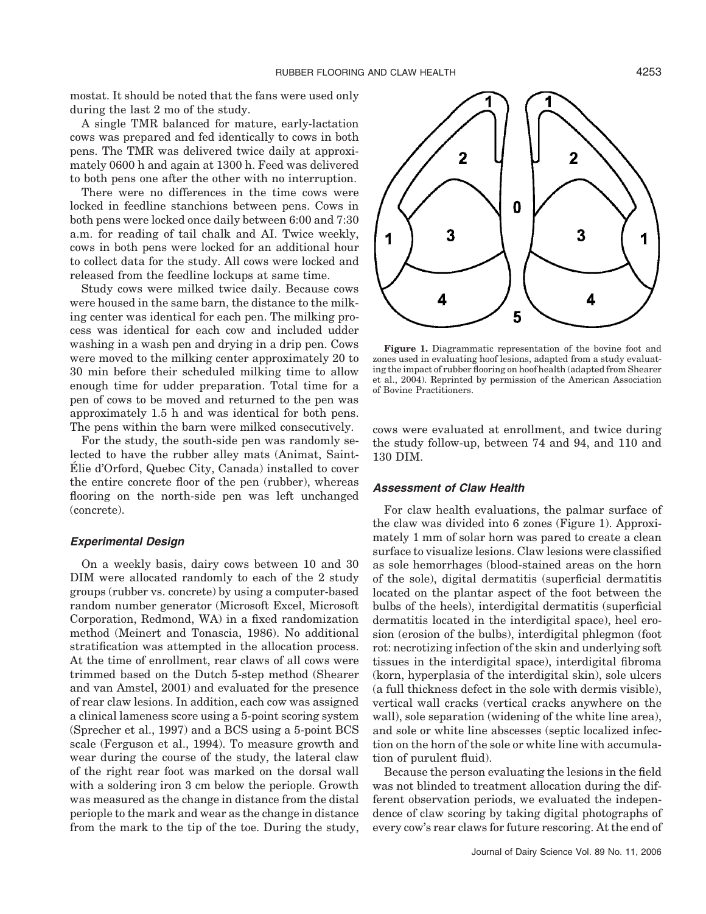mostat. It should be noted that the fans were used only during the last 2 mo of the study.

A single TMR balanced for mature, early-lactation cows was prepared and fed identically to cows in both pens. The TMR was delivered twice daily at approximately 0600 h and again at 1300 h. Feed was delivered to both pens one after the other with no interruption.

There were no differences in the time cows were locked in feedline stanchions between pens. Cows in both pens were locked once daily between 6:00 and 7:30 a.m. for reading of tail chalk and AI. Twice weekly, cows in both pens were locked for an additional hour to collect data for the study. All cows were locked and released from the feedline lockups at same time.

Study cows were milked twice daily. Because cows were housed in the same barn, the distance to the milking center was identical for each pen. The milking process was identical for each cow and included udder washing in a wash pen and drying in a drip pen. Cows were moved to the milking center approximately 20 to 30 min before their scheduled milking time to allow enough time for udder preparation. Total time for a pen of cows to be moved and returned to the pen was approximately 1.5 h and was identical for both pens. The pens within the barn were milked consecutively.

For the study, the south-side pen was randomly selected to have the rubber alley mats (Animat, Saint-Élie d'Orford, Quebec City, Canada) installed to cover the entire concrete floor of the pen (rubber), whereas flooring on the north-side pen was left unchanged (concrete).

### *Experimental Design*

On a weekly basis, dairy cows between 10 and 30 DIM were allocated randomly to each of the 2 study groups (rubber vs. concrete) by using a computer-based random number generator (Microsoft Excel, Microsoft Corporation, Redmond, WA) in a fixed randomization method (Meinert and Tonascia, 1986). No additional stratification was attempted in the allocation process. At the time of enrollment, rear claws of all cows were trimmed based on the Dutch 5-step method (Shearer and van Amstel, 2001) and evaluated for the presence of rear claw lesions. In addition, each cow was assigned a clinical lameness score using a 5-point scoring system (Sprecher et al., 1997) and a BCS using a 5-point BCS scale (Ferguson et al., 1994). To measure growth and wear during the course of the study, the lateral claw of the right rear foot was marked on the dorsal wall with a soldering iron 3 cm below the periople. Growth was measured as the change in distance from the distal periople to the mark and wear as the change in distance from the mark to the tip of the toe. During the study, cows were evaluated at enrollment, and twice during the study follow-up, between 74 and 94, and 110 and 130 DIM.

**Figure 1.** Diagrammatic representation of the bovine foot and zones used in evaluating hoof lesions, adapted from a study evaluating the impact of rubber flooring on hoof health (adapted from Shearer et al., 2004). Reprinted by permission of the American Association of Bovine Practitioners.

### *Assessment of Claw Health*

For claw health evaluations, the palmar surface of the claw was divided into 6 zones (Figure 1). Approximately 1 mm of solar horn was pared to create a clean surface to visualize lesions. Claw lesions were classified as sole hemorrhages (blood-stained areas on the horn of the sole), digital dermatitis (superficial dermatitis located on the plantar aspect of the foot between the bulbs of the heels), interdigital dermatitis (superficial dermatitis located in the interdigital space), heel erosion (erosion of the bulbs), interdigital phlegmon (foot rot: necrotizing infection of the skin and underlying soft tissues in the interdigital space), interdigital fibroma (korn, hyperplasia of the interdigital skin), sole ulcers (a full thickness defect in the sole with dermis visible), vertical wall cracks (vertical cracks anywhere on the wall), sole separation (widening of the white line area), and sole or white line abscesses (septic localized infection on the horn of the sole or white line with accumulation of purulent fluid).

Because the person evaluating the lesions in the field was not blinded to treatment allocation during the different observation periods, we evaluated the independence of claw scoring by taking digital photographs of every cow's rear claws for future rescoring. At the end of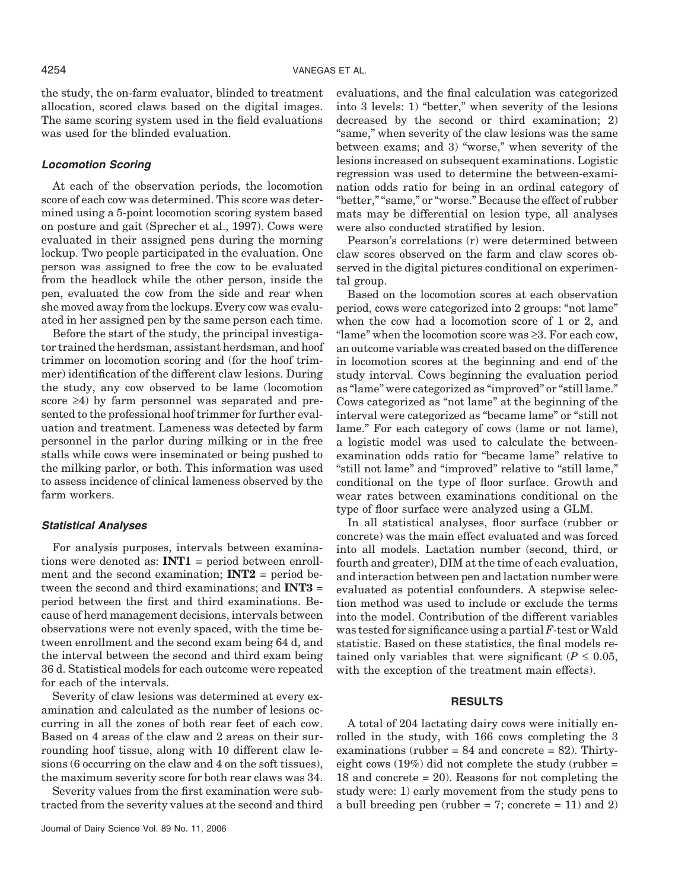the study, the on-farm evaluator, blinded to treatment allocation, scored claws based on the digital images. The same scoring system used in the field evaluations was used for the blinded evaluation.

### *Locomotion Scoring*

At each of the observation periods, the locomotion score of each cow was determined. This score was determined using a 5-point locomotion scoring system based on posture and gait (Sprecher et al., 1997). Cows were evaluated in their assigned pens during the morning lockup. Two people participated in the evaluation. One person was assigned to free the cow to be evaluated from the headlock while the other person, inside the pen, evaluated the cow from the side and rear when she moved away from the lockups. Every cow was evaluated in her assigned pen by the same person each time.

Before the start of the study, the principal investigator trained the herdsman, assistant herdsman, and hoof trimmer on locomotion scoring and (for the hoof trimmer) identification of the different claw lesions. During the study, any cow observed to be lame (locomotion score ≥4) by farm personnel was separated and presented to the professional hoof trimmer for further evaluation and treatment. Lameness was detected by farm personnel in the parlor during milking or in the free stalls while cows were inseminated or being pushed to the milking parlor, or both. This information was used to assess incidence of clinical lameness observed by the farm workers.

### *Statistical Analyses*

For analysis purposes, intervals between examinations were denoted as: **INT1** = period between enrollment and the second examination; **INT2** = period between the second and third examinations; and **INT3** = period between the first and third examinations. Because of herd management decisions, intervals between observations were not evenly spaced, with the time between enrollment and the second exam being 64 d, and the interval between the second and third exam being 36 d. Statistical models for each outcome were repeated for each of the intervals.

Severity of claw lesions was determined at every examination and calculated as the number of lesions occurring in all the zones of both rear feet of each cow. Based on 4 areas of the claw and 2 areas on their surrounding hoof tissue, along with 10 different claw lesions (6 occurring on the claw and 4 on the soft tissues), the maximum severity score for both rear claws was 34.

Severity values from the first examination were subtracted from the severity values at the second and third evaluations, and the final calculation was categorized into 3 levels: 1) "better," when severity of the lesions decreased by the second or third examination; 2) "same," when severity of the claw lesions was the same between exams; and 3) "worse," when severity of the lesions increased on subsequent examinations. Logistic regression was used to determine the between-examination odds ratio for being in an ordinal category of "better," "same," or "worse." Because the effect of rubber mats may be differential on lesion type, all analyses were also conducted stratified by lesion.

Pearson's correlations (r) were determined between claw scores observed on the farm and claw scores observed in the digital pictures conditional on experimental group.

Based on the locomotion scores at each observation period, cows were categorized into 2 groups: "not lame" when the cow had a locomotion score of 1 or 2, and "lame" when the locomotion score was ≥3. For each cow, an outcome variable was created based on the difference in locomotion scores at the beginning and end of the study interval. Cows beginning the evaluation period as "lame" were categorized as "improved" or "still lame." Cows categorized as "not lame" at the beginning of the interval were categorized as "became lame" or "still not lame." For each category of cows (lame or not lame), a logistic model was used to calculate the between-examination odds ratio for "became lame" relative to "still not lame" and "improved" relative to "still lame," conditional on the type of floor surface. Growth and wear rates between examinations conditional on the type of floor surface were analyzed using a GLM.

In all statistical analyses, floor surface (rubber or concrete) was the main effect evaluated and was forced into all models. Lactation number (second, third, or fourth and greater), DIM at the time of each evaluation, and interaction between pen and lactation number were evaluated as potential confounders. A stepwise selection method was used to include or exclude the terms into the model. Contribution of the different variables was tested for significance using a partial $F$-test or Wald statistic. Based on these statistics, the final models retained only variables that were significant ($P \leq 0.05$, with the exception of the treatment main effects).

## RESULTS

A total of 204 lactating dairy cows were initially enrolled in the study, with 166 cows completing the 3 examinations (rubber = 84 and concrete = 82). Thirty-eight cows (19%) did not complete the study (rubber = 18 and concrete = 20). Reasons for not completing the study were: 1) early movement from the study pens to a bull breeding pen (rubber = 7; concrete = 11) and 2)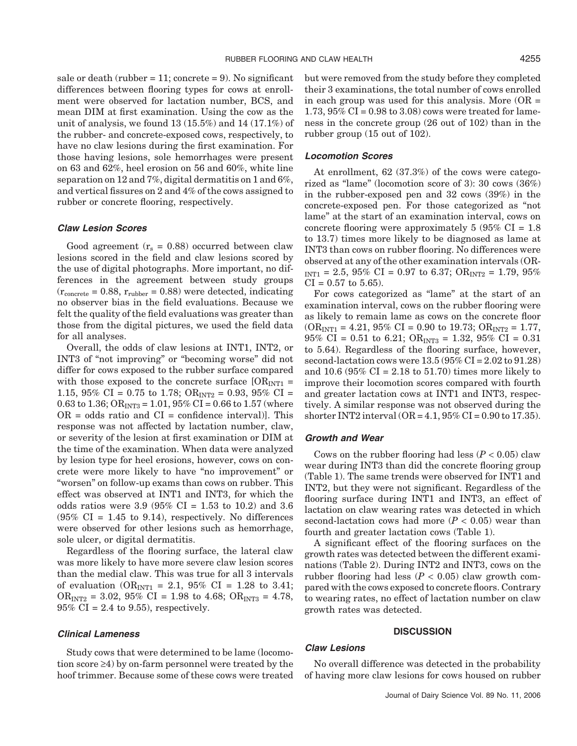sale or death (rubber = 11; concrete = 9). No significant differences between flooring types for cows at enrollment were observed for lactation number, BCS, and mean DIM at first examination. Using the cow as the unit of analysis, we found 13 (15.5%) and 14 (17.1%) of the rubber- and concrete-exposed cows, respectively, to have no claw lesions during the first examination. For those having lesions, sole hemorrhages were present on 63 and 62%, heel erosion on 56 and 60%, white line separation on 12 and 7%, digital dermatitis on 1 and 6%, and vertical fissures on 2 and 4% of the cows assigned to rubber or concrete flooring, respectively.

### *Claw Lesion Scores*

Good agreement ($r_s = 0.88$) occurred between claw lesions scored in the field and claw lesions scored by the use of digital photographs. More important, no differences in the agreement between study groups ($r_{concrete} = 0.88$, $r_{rubber} = 0.88$) were detected, indicating no observer bias in the field evaluations. Because we felt the quality of the field evaluations was greater than those from the digital pictures, we used the field data for all analyses.

Overall, the odds of claw lesions at INT1, INT2, or INT3 of "not improving" or "becoming worse" did not differ for cows exposed to the rubber surface compared with those exposed to the concrete surface [$OR_{INT1}$ = 1.15, 95% CI = 0.75 to 1.78; $OR_{INT2}$ = 0.93, 95% CI = 0.63 to 1.36; $OR_{INT3}$ = 1.01, 95% CI = 0.66 to 1.57 (where OR = odds ratio and CI = confidence interval)]. This response was not affected by lactation number, claw, or severity of the lesion at first examination or DIM at the time of the examination. When data were analyzed by lesion type for heel erosions, however, cows on concrete were more likely to have "no improvement" or "worsen" on follow-up exams than cows on rubber. This effect was observed at INT1 and INT3, for which the odds ratios were 3.9 (95% CI = 1.53 to 10.2) and 3.6 (95% CI = 1.45 to 9.14), respectively. No differences were observed for other lesions such as hemorrhage, sole ulcer, or digital dermatitis.

Regardless of the flooring surface, the lateral claw was more likely to have more severe claw lesion scores than the medial claw. This was true for all 3 intervals of evaluation ($OR_{INT1}$ = 2.1, 95% CI = 1.28 to 3.41; $OR_{INT2}$ = 3.02, 95% CI = 1.98 to 4.68; $OR_{INT3}$ = 4.78, 95% CI = 2.4 to 9.55), respectively.

### *Clinical Lameness*

Study cows that were determined to be lame (locomotion score ≥4) by on-farm personnel were treated by the hoof trimmer. Because some of these cows were treated but were removed from the study before they completed their 3 examinations, the total number of cows enrolled in each group was used for this analysis. More (OR = 1.73, 95% CI = 0.98 to 3.08) cows were treated for lameness in the concrete group (26 out of 102) than in the rubber group (15 out of 102).

### *Locomotion Scores*

At enrollment, 62 (37.3%) of the cows were categorized as "lame" (locomotion score of 3): 30 cows (36%) in the rubber-exposed pen and 32 cows (39%) in the concrete-exposed pen. For those categorized as "not lame" at the start of an examination interval, cows on concrete flooring were approximately 5 (95% CI = 1.8 to 13.7) times more likely to be diagnosed as lame at INT3 than cows on rubber flooring. No differences were observed at any of the other examination intervals ($OR_{INT1}$ = 2.5, 95% CI = 0.97 to 6.37; $OR_{INT2}$ = 1.79, 95% CI = 0.57 to 5.65).

For cows categorized as "lame" at the start of an examination interval, cows on the rubber flooring were as likely to remain lame as cows on the concrete floor ($OR_{INT1}$ = 4.21, 95% CI = 0.90 to 19.73; $OR_{INT2}$ = 1.77, 95% CI = 0.51 to 6.21; $OR_{INT3}$ = 1.32, 95% CI = 0.31 to 5.64). Regardless of the flooring surface, however, second-lactation cows were 13.5 (95% CI = 2.02 to 91.28) and 10.6 (95% CI = 2.18 to 51.70) times more likely to improve their locomotion scores compared with fourth and greater lactation cows at INT1 and INT3, respectively. A similar response was not observed during the shorter INT2 interval (OR = 4.1, 95% CI = 0.90 to 17.35).

### *Growth and Wear*

Cows on the rubber flooring had less ($P < 0.05$) claw wear during INT3 than did the concrete flooring group (Table 1). The same trends were observed for INT1 and INT2, but they were not significant. Regardless of the flooring surface during INT1 and INT3, an effect of lactation on claw wearing rates was detected in which second-lactation cows had more ($P < 0.05$) wear than fourth and greater lactation cows (Table 1).

A significant effect of the flooring surfaces on the growth rates was detected between the different examinations (Table 2). During INT2 and INT3, cows on the rubber flooring had less ($P < 0.05$) claw growth compared with the cows exposed to concrete floors. Contrary to wearing rates, no effect of lactation number on claw growth rates was detected.

## DISCUSSION

### *Claw Lesions*

No overall difference was detected in the probability of having more claw lesions for cows housed on rubber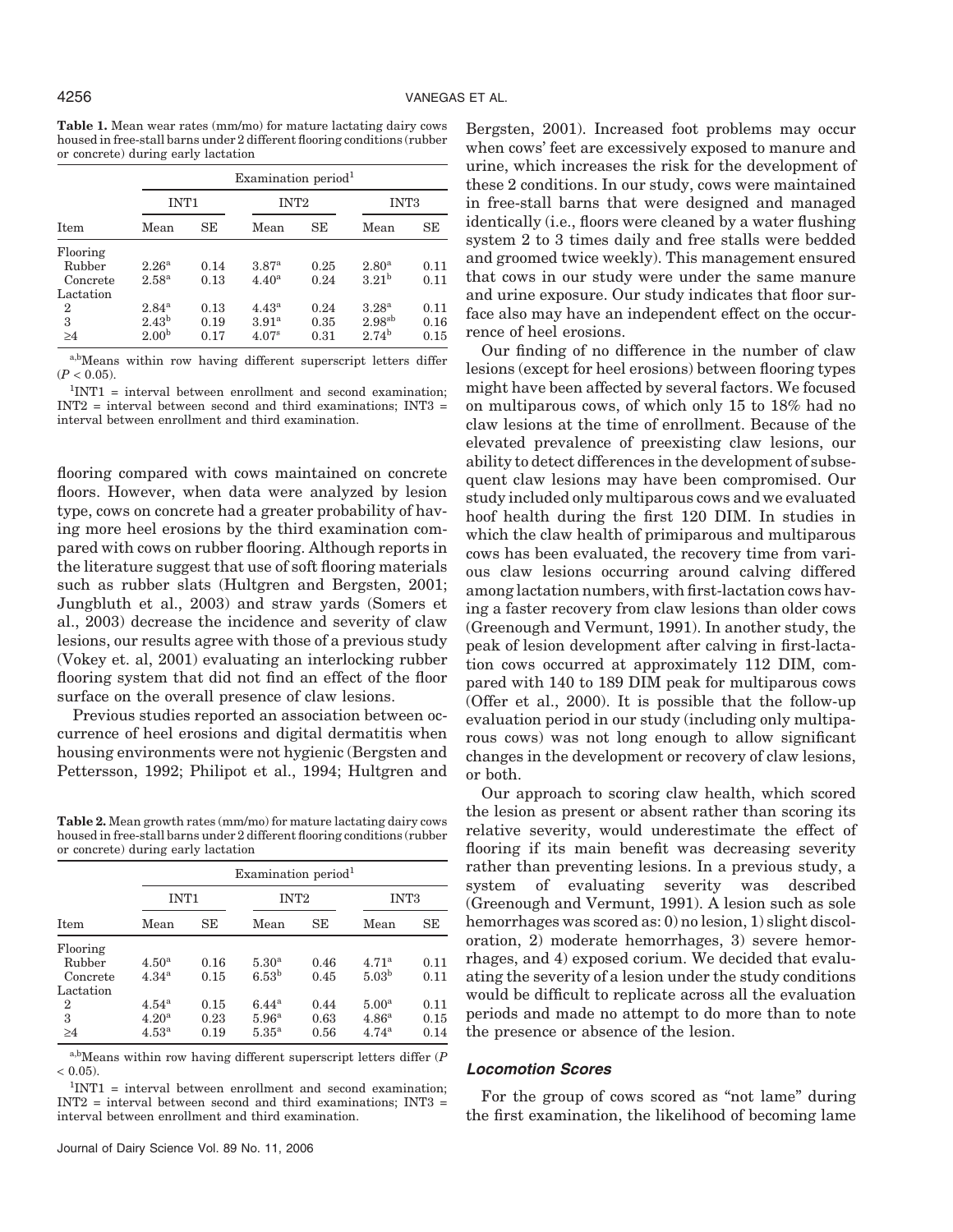**Table 1.** Mean wear rates (mm/mo) for mature lactating dairy cows housed in free-stall barns under 2 different flooring conditions (rubber or concrete) during early lactation

| Item | Examination period[1] | | | | | |
|---|---|---|---|---|---|---|
| | INT1 | | INT2 | | INT3 | |
| | Mean | SE | Mean | SE | Mean | SE |
| Flooring | | | | | | |
| Rubber | 2.26[a] | 0.14 | 3.87[a] | 0.25 | 2.80[a] | 0.11 |
| Concrete | 2.58[a] | 0.13 | 4.40[a] | 0.24 | 3.21[b] | 0.11 |
| Lactation | | | | | | |
| 2 | 2.84[a] | 0.13 | 4.43[a] | 0.24 | 3.28[a] | 0.11 |
| 3 | 2.43[b] | 0.19 | 3.91[a] | 0.35 | 2.98[ab] | 0.16 |
| ≥4 | 2.00[b] | 0.17 | 4.07[a] | 0.31 | 2.74[b] | 0.15 |

[a,b]Means within row having different superscript letters differ ($P < 0.05$).

[1]INT1 = interval between enrollment and second examination; INT2 = interval between second and third examinations; INT3 = interval between enrollment and third examination.

flooring compared with cows maintained on concrete floors. However, when data were analyzed by lesion type, cows on concrete had a greater probability of having more heel erosions by the third examination compared with cows on rubber flooring. Although reports in the literature suggest that use of soft flooring materials such as rubber slats (Hultgren and Bergsten, 2001; Jungbluth et al., 2003) and straw yards (Somers et al., 2003) decrease the incidence and severity of claw lesions, our results agree with those of a previous study (Vokey et. al, 2001) evaluating an interlocking rubber flooring system that did not find an effect of the floor surface on the overall presence of claw lesions.

Previous studies reported an association between occurrence of heel erosions and digital dermatitis when housing environments were not hygienic (Bergsten and Pettersson, 1992; Philipot et al., 1994; Hultgren and Bergsten, 2001). Increased foot problems may occur when cows' feet are excessively exposed to manure and urine, which increases the risk for the development of these 2 conditions. In our study, cows were maintained in free-stall barns that were designed and managed identically (i.e., floors were cleaned by a water flushing system 2 to 3 times daily and free stalls were bedded and groomed twice weekly). This management ensured that cows in our study were under the same manure and urine exposure. Our study indicates that floor surface also may have an independent effect on the occurrence of heel erosions.

**Table 2.** Mean growth rates (mm/mo) for mature lactating dairy cows housed in free-stall barns under 2 different flooring conditions (rubber or concrete) during early lactation

| Item | Examination period[1] | | | | | |
|---|---|---|---|---|---|---|
| | INT1 | | INT2 | | INT3 | |
| | Mean | SE | Mean | SE | Mean | SE |
| Flooring | | | | | | |
| Rubber | 4.50[a] | 0.16 | 5.30[a] | 0.46 | 4.71[a] | 0.11 |
| Concrete | 4.34[a] | 0.15 | 6.53[b] | 0.45 | 5.03[b] | 0.11 |
| Lactation | | | | | | |
| 2 | 4.54[a] | 0.15 | 6.44[a] | 0.44 | 5.00[a] | 0.11 |
| 3 | 4.20[a] | 0.23 | 5.96[a] | 0.63 | 4.86[a] | 0.15 |
| ≥4 | 4.53[a] | 0.19 | 5.35[a] | 0.56 | 4.74[a] | 0.14 |

[a,b]Means within row having different superscript letters differ ($P < 0.05$).

[1]INT1 = interval between enrollment and second examination; INT2 = interval between second and third examinations; INT3 = interval between enrollment and third examination.

Our finding of no difference in the number of claw lesions (except for heel erosions) between flooring types might have been affected by several factors. We focused on multiparous cows, of which only 15 to 18% had no claw lesions at the time of enrollment. Because of the elevated prevalence of preexisting claw lesions, our ability to detect differences in the development of subsequent claw lesions may have been compromised. Our study included only multiparous cows and we evaluated hoof health during the first 120 DIM. In studies in which the claw health of primiparous and multiparous cows has been evaluated, the recovery time from various claw lesions occurring around calving differed among lactation numbers, with first-lactation cows having a faster recovery from claw lesions than older cows (Greenough and Vermunt, 1991). In another study, the peak of lesion development after calving in first-lactation cows occurred at approximately 112 DIM, compared with 140 to 189 DIM peak for multiparous cows (Offer et al., 2000). It is possible that the follow-up evaluation period in our study (including only multiparous cows) was not long enough to allow significant changes in the development or recovery of claw lesions, or both.

Our approach to scoring claw health, which scored the lesion as present or absent rather than scoring its relative severity, would underestimate the effect of flooring if its main benefit was decreasing severity rather than preventing lesions. In a previous study, a system of evaluating severity was described (Greenough and Vermunt, 1991). A lesion such as sole hemorrhages was scored as: 0) no lesion, 1) slight discoloration, 2) moderate hemorrhages, 3) severe hemorrhages, and 4) exposed corium. We decided that evaluating the severity of a lesion under the study conditions would be difficult to replicate across all the evaluation periods and made no attempt to do more than to note the presence or absence of the lesion.

### *Locomotion Scores*

For the group of cows scored as "not lame" during the first examination, the likelihood of becoming lame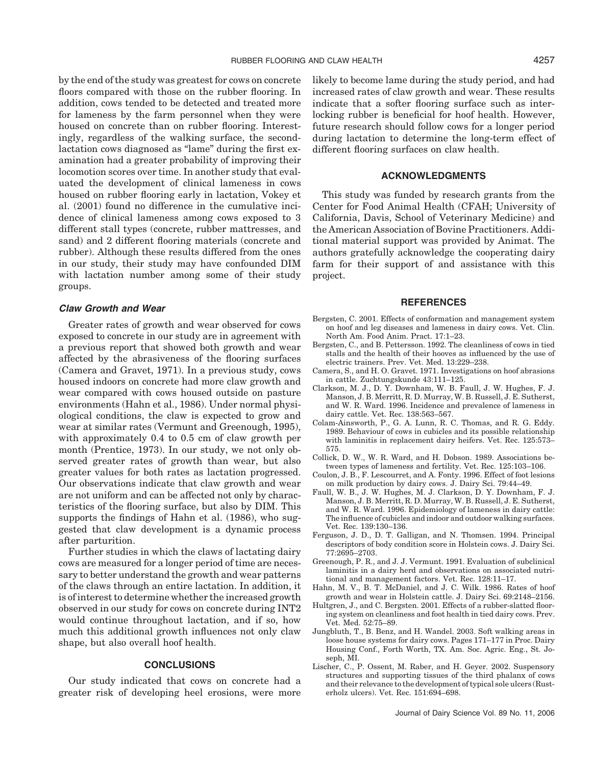by the end of the study was greatest for cows on concrete floors compared with those on the rubber flooring. In addition, cows tended to be detected and treated more for lameness by the farm personnel when they were housed on concrete than on rubber flooring. Interestingly, regardless of the walking surface, the second-lactation cows diagnosed as "lame" during the first examination had a greater probability of improving their locomotion scores over time. In another study that evaluated the development of clinical lameness in cows housed on rubber flooring early in lactation, Vokey et al. (2001) found no difference in the cumulative incidence of clinical lameness among cows exposed to 3 different stall types (concrete, rubber mattresses, and sand) and 2 different flooring materials (concrete and rubber). Although these results differed from the ones in our study, their study may have confounded DIM with lactation number among some of their study groups.

### *Claw Growth and Wear*

Greater rates of growth and wear observed for cows exposed to concrete in our study are in agreement with a previous report that showed both growth and wear affected by the abrasiveness of the flooring surfaces (Camera and Gravet, 1971). In a previous study, cows housed indoors on concrete had more claw growth and wear compared with cows housed outside on pasture environments (Hahn et al., 1986). Under normal physiological conditions, the claw is expected to grow and wear at similar rates (Vermunt and Greenough, 1995), with approximately 0.4 to 0.5 cm of claw growth per month (Prentice, 1973). In our study, we not only observed greater rates of growth than wear, but also greater values for both rates as lactation progressed. Our observations indicate that claw growth and wear are not uniform and can be affected not only by characteristics of the flooring surface, but also by DIM. This supports the findings of Hahn et al. (1986), who suggested that claw development is a dynamic process after parturition.

Further studies in which the claws of lactating dairy cows are measured for a longer period of time are necessary to better understand the growth and wear patterns of the claws through an entire lactation. In addition, it is of interest to determine whether the increased growth observed in our study for cows on concrete during INT2 would continue throughout lactation, and if so, how much this additional growth influences not only claw shape, but also overall hoof health.

## CONCLUSIONS

Our study indicated that cows on concrete had a greater risk of developing heel erosions, were more likely to become lame during the study period, and had increased rates of claw growth and wear. These results indicate that a softer flooring surface such as interlocking rubber is beneficial for hoof health. However, future research should follow cows for a longer period during lactation to determine the long-term effect of different flooring surfaces on claw health.

## ACKNOWLEDGMENTS

This study was funded by research grants from the Center for Food Animal Health (CFAH; University of California, Davis, School of Veterinary Medicine) and the American Association of Bovine Practitioners. Additional material support was provided by Animat. The authors gratefully acknowledge the cooperating dairy farm for their support of and assistance with this project.

## REFERENCES

Bergsten, C. 2001. Effects of conformation and management system on hoof and leg diseases and lameness in dairy cows. Vet. Clin. North Am. Food Anim. Pract. 17:1–23.

Bergsten, C., and B. Pettersson. 1992. The cleanliness of cows in tied stalls and the health of their hooves as influenced by the use of electric trainers. Prev. Vet. Med. 13:229–238.

Camera, S., and H. O. Gravet. 1971. Investigations on hoof abrasions in cattle. Zuchtungskunde 43:111–125.

Clarkson, M. J., D. Y. Downham, W. B. Faull, J. W. Hughes, F. J. Manson, J. B. Merritt, R. D. Murray, W. B. Russell, J. E. Sutherst, and W. R. Ward. 1996. Incidence and prevalence of lameness in dairy cattle. Vet. Rec. 138:563–567.

Colam-Ainsworth, P., G. A. Lunn, R. C. Thomas, and R. G. Eddy. 1989. Behaviour of cows in cubicles and its possible relationship with laminitis in replacement dairy heifers. Vet. Rec. 125:573–575.

Collick, D. W., W. R. Ward, and H. Dobson. 1989. Associations between types of lameness and fertility. Vet. Rec. 125:103–106.

Coulon, J. B., F. Lescourret, and A. Fonty. 1996. Effect of foot lesions on milk production by dairy cows. J. Dairy Sci. 79:44–49.

Faull, W. B., J. W. Hughes, M. J. Clarkson, D. Y. Downham, F. J. Manson, J. B. Merritt, R. D. Murray, W. B. Russell, J. E. Sutherst, and W. R. Ward. 1996. Epidemiology of lameness in dairy cattle: The influence of cubicles and indoor and outdoor walking surfaces. Vet. Rec. 139:130–136.

Ferguson, J. D., D. T. Galligan, and N. Thomsen. 1994. Principal descriptors of body condition score in Holstein cows. J. Dairy Sci. 77:2695–2703.

Greenough, P. R., and J. J. Vermunt. 1991. Evaluation of subclinical laminitis in a dairy herd and observations on associated nutritional and management factors. Vet. Rec. 128:11–17.

Hahn, M. V., B. T. McDaniel, and J. C. Wilk. 1986. Rates of hoof growth and wear in Holstein cattle. J. Dairy Sci. 69:2148–2156.

Hultgren, J., and C. Bergsten. 2001. Effects of a rubber-slatted flooring system on cleanliness and foot health in tied dairy cows. Prev. Vet. Med. 52:75–89.

Jungbluth, T., B. Benz, and H. Wandel. 2003. Soft walking areas in loose house systems for dairy cows. Pages 171–177 in Proc. Dairy Housing Conf., Forth Worth, TX. Am. Soc. Agric. Eng., St. Joseph, MI.

Lischer, C., P. Ossent, M. Raber, and H. Geyer. 2002. Suspensory structures and supporting tissues of the third phalanx of cows and their relevance to the development of typical sole ulcers (Rusterholz ulcers). Vet. Rec. 151:694–698.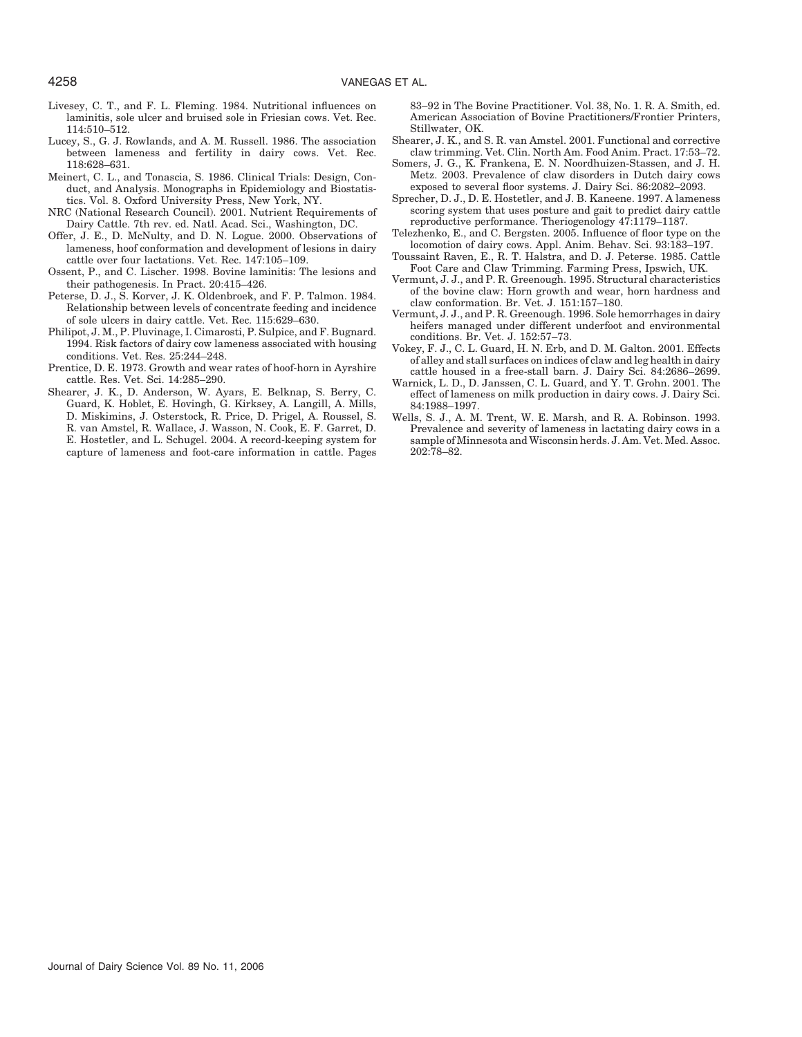Livesey, C. T., and F. L. Fleming. 1984. Nutritional influences on laminitis, sole ulcer and bruised sole in Friesian cows. Vet. Rec. 114:510–512.

Lucey, S., G. J. Rowlands, and A. M. Russell. 1986. The association between lameness and fertility in dairy cows. Vet. Rec. 118:628–631.

Meinert, C. L., and Tonascia, S. 1986. Clinical Trials: Design, Conduct, and Analysis. Monographs in Epidemiology and Biostatistics. Vol. 8. Oxford University Press, New York, NY.

NRC (National Research Council). 2001. Nutrient Requirements of Dairy Cattle. 7th rev. ed. Natl. Acad. Sci., Washington, DC.

Offer, J. E., D. McNulty, and D. N. Logue. 2000. Observations of lameness, hoof conformation and development of lesions in dairy cattle over four lactations. Vet. Rec. 147:105–109.

Ossent, P., and C. Lischer. 1998. Bovine laminitis: The lesions and their pathogenesis. In Pract. 20:415–426.

Peterse, D. J., S. Korver, J. K. Oldenbroek, and F. P. Talmon. 1984. Relationship between levels of concentrate feeding and incidence of sole ulcers in dairy cattle. Vet. Rec. 115:629–630.

Philipot, J. M., P. Pluvinage, I. Cimarosti, P. Sulpice, and F. Bugnard. 1994. Risk factors of dairy cow lameness associated with housing conditions. Vet. Res. 25:244–248.

Prentice, D. E. 1973. Growth and wear rates of hoof-horn in Ayrshire cattle. Res. Vet. Sci. 14:285–290.

Shearer, J. K., D. Anderson, W. Ayars, E. Belknap, S. Berry, C. Guard, K. Hoblet, E. Hovingh, G. Kirksey, A. Langill, A. Mills, D. Miskimins, J. Osterstock, R. Price, D. Prigel, A. Roussel, S. R. van Amstel, R. Wallace, J. Wasson, N. Cook, E. F. Garret, D. E. Hostetler, and L. Schugel. 2004. A record-keeping system for capture of lameness and foot-care information in cattle. Pages 83–92 in The Bovine Practitioner. Vol. 38, No. 1. R. A. Smith, ed. American Association of Bovine Practitioners/Frontier Printers, Stillwater, OK.

Shearer, J. K., and S. R. van Amstel. 2001. Functional and corrective claw trimming. Vet. Clin. North Am. Food Anim. Pract. 17:53–72.

Somers, J. G., K. Frankena, E. N. Noordhuizen-Stassen, and J. H. Metz. 2003. Prevalence of claw disorders in Dutch dairy cows exposed to several floor systems. J. Dairy Sci. 86:2082–2093.

Sprecher, D. J., D. E. Hostetler, and J. B. Kaneene. 1997. A lameness scoring system that uses posture and gait to predict dairy cattle reproductive performance. Theriogenology 47:1179–1187.

Telezhenko, E., and C. Bergsten. 2005. Influence of floor type on the locomotion of dairy cows. Appl. Anim. Behav. Sci. 93:183–197.

Toussaint Raven, E., R. T. Halstra, and D. J. Peterse. 1985. Cattle Foot Care and Claw Trimming. Farming Press, Ipswich, UK.

Vermunt, J. J., and P. R. Greenough. 1995. Structural characteristics of the bovine claw: Horn growth and wear, horn hardness and claw conformation. Br. Vet. J. 151:157–180.

Vermunt, J. J., and P. R. Greenough. 1996. Sole hemorrhages in dairy heifers managed under different underfoot and environmental conditions. Br. Vet. J. 152:57–73.

Vokey, F. J., C. L. Guard, H. N. Erb, and D. M. Galton. 2001. Effects of alley and stall surfaces on indices of claw and leg health in dairy cattle housed in a free-stall barn. J. Dairy Sci. 84:2686–2699.

Warnick, L. D., D. Janssen, C. L. Guard, and Y. T. Grohn. 2001. The effect of lameness on milk production in dairy cows. J. Dairy Sci. 84:1988–1997.

Wells, S. J., A. M. Trent, W. E. Marsh, and R. A. Robinson. 1993. Prevalence and severity of lameness in lactating dairy cows in a sample of Minnesota and Wisconsin herds. J. Am. Vet. Med. Assoc. 202:78–82.